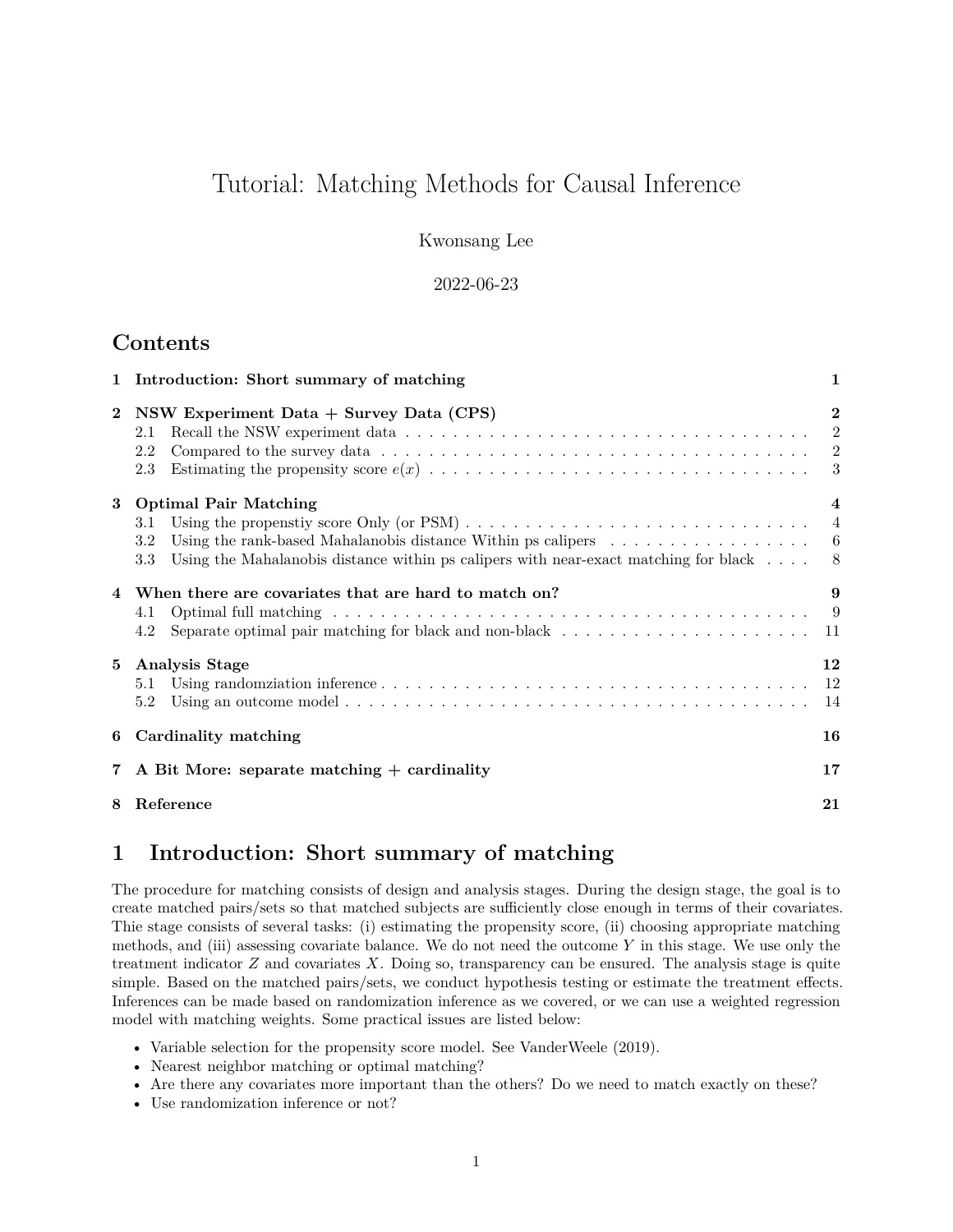# Tutorial: Matching Methods for Causal Inference

Kwonsang Lee

2022-06-23

## Contents

- 1 Introduction: Short summary of matching — 1
- 2 NSW Experiment Data + Survey Data (CPS) — 2
  - 2.1 Recall the NSW experiment data — 2
  - 2.2 Compared to the survey data — 2
  - 2.3 Estimating the propensity score $e(x)$ — 3
- 3 Optimal Pair Matching — 4
  - 3.1 Using the propenstiy score Only (or PSM) — 4
  - 3.2 Using the rank-based Mahalanobis distance Within ps calipers — 6
  - 3.3 Using the Mahalanobis distance within ps calipers with near-exact matching for black — 8
- 4 When there are covariates that are hard to match on? — 9
  - 4.1 Optimal full matching — 9
  - 4.2 Separate optimal pair matching for black and non-black — 11
- 5 Analysis Stage — 12
  - 5.1 Using randomziation inference — 12
  - 5.2 Using an outcome model — 14
- 6 Cardinality matching — 16
- 7 A Bit More: separate matching + cardinality — 17
- 8 Reference — 21

## 1 Introduction: Short summary of matching

The procedure for matching consists of design and analysis stages. During the design stage, the goal is to create matched pairs/sets so that matched subjects are sufficiently close enough in terms of their covariates. Thie stage consists of several tasks: (i) estimating the propensity score, (ii) choosing appropriate matching methods, and (iii) assessing covariate balance. We do not need the outcome $Y$ in this stage. We use only the treatment indicator $Z$ and covariates $X$. Doing so, transparency can be ensured. The analysis stage is quite simple. Based on the matched pairs/sets, we conduct hypothesis testing or estimate the treatment effects. Inferences can be made based on randomization inference as we covered, or we can use a weighted regression model with matching weights. Some practical issues are listed below:

- Variable selection for the propensity score model. See VanderWeele (2019).
- Nearest neighbor matching or optimal matching?
- Are there any covariates more important than the others? Do we need to match exactly on these?
- Use randomization inference or not?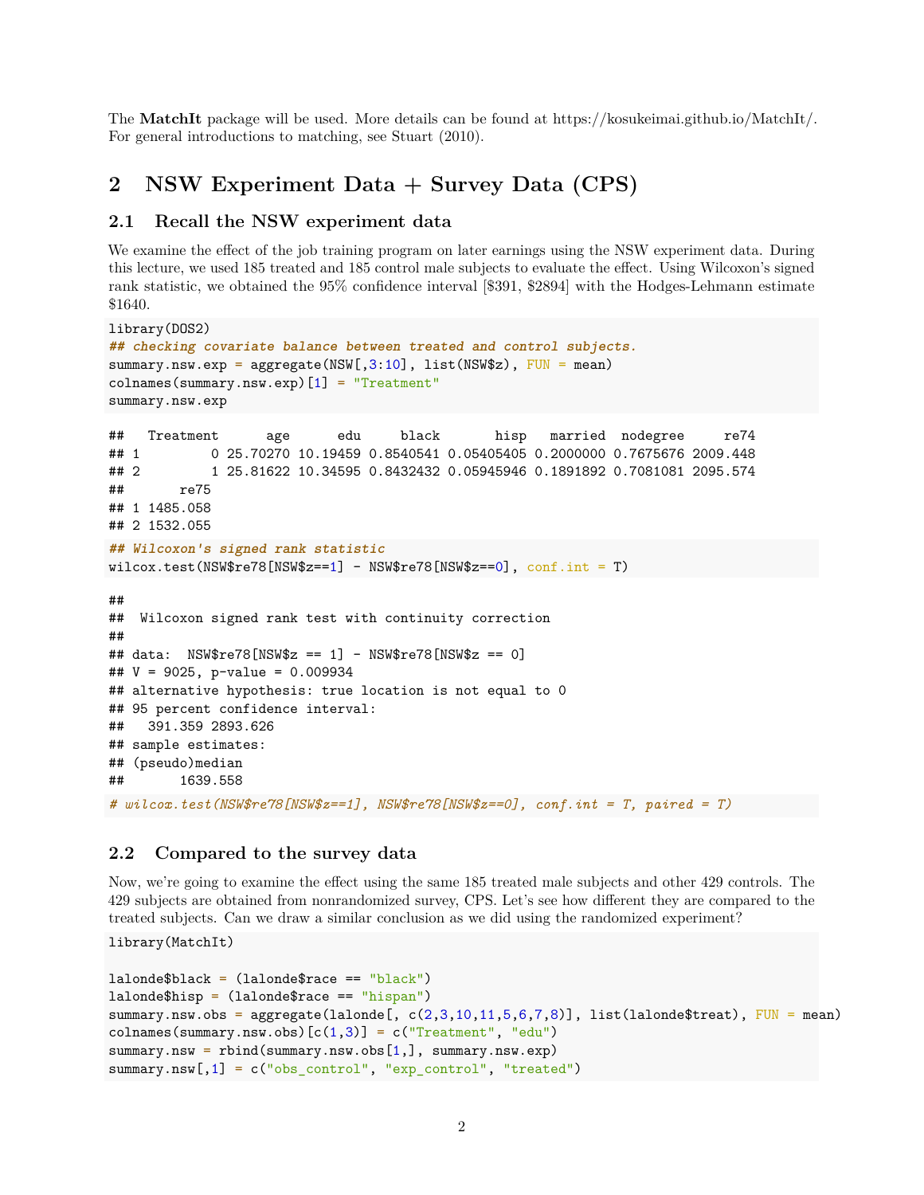The **MatchIt** package will be used. More details can be found at https://kosukeimai.github.io/MatchIt/. For general introductions to matching, see Stuart (2010).

## 2 NSW Experiment Data + Survey Data (CPS)

### 2.1 Recall the NSW experiment data

We examine the effect of the job training program on later earnings using the NSW experiment data. During this lecture, we used 185 treated and 185 control male subjects to evaluate the effect. Using Wilcoxon's signed rank statistic, we obtained the 95% confidence interval [$391, $2894] with the Hodges-Lehmann estimate $1640.

```
library(DOS2)
## checking covariate balance between treated and control subjects.
summary.nsw.exp = aggregate(NSW[,3:10], list(NSW$z), FUN = mean)
colnames(summary.nsw.exp)[1] = "Treatment"
summary.nsw.exp
```

```
##   Treatment      age      edu     black       hisp   married  nodegree     re74
## 1         0 25.70270 10.19459 0.8540541 0.05405405 0.2000000 0.7675676 2009.448
## 2         1 25.81622 10.34595 0.8432432 0.05945946 0.1891892 0.7081081 2095.574
##       re75
## 1 1485.058
## 2 1532.055
```

```
## Wilcoxon's signed rank statistic
wilcox.test(NSW$re78[NSW$z==1] - NSW$re78[NSW$z==0], conf.int = T)
```

```
##
##  Wilcoxon signed rank test with continuity correction
##
## data:  NSW$re78[NSW$z == 1] - NSW$re78[NSW$z == 0]
## V = 9025, p-value = 0.009934
## alternative hypothesis: true location is not equal to 0
## 95 percent confidence interval:
##   391.359 2893.626
## sample estimates:
## (pseudo)median
##       1639.558
```

```
# wilcox.test(NSW$re78[NSW$z==1], NSW$re78[NSW$z==0], conf.int = T, paired = T)
```

### 2.2 Compared to the survey data

Now, we're going to examine the effect using the same 185 treated male subjects and other 429 controls. The 429 subjects are obtained from nonrandomized survey, CPS. Let's see how different they are compared to the treated subjects. Can we draw a similar conclusion as we did using the randomized experiment?

```
library(MatchIt)

lalonde$black = (lalonde$race == "black")
lalonde$hisp = (lalonde$race == "hispan")
summary.nsw.obs = aggregate(lalonde[, c(2,3,10,11,5,6,7,8)], list(lalonde$treat), FUN = mean)
colnames(summary.nsw.obs)[c(1,3)] = c("Treatment", "edu")
summary.nsw = rbind(summary.nsw.obs[1,], summary.nsw.exp)
summary.nsw[,1] = c("obs_control", "exp_control", "treated")
```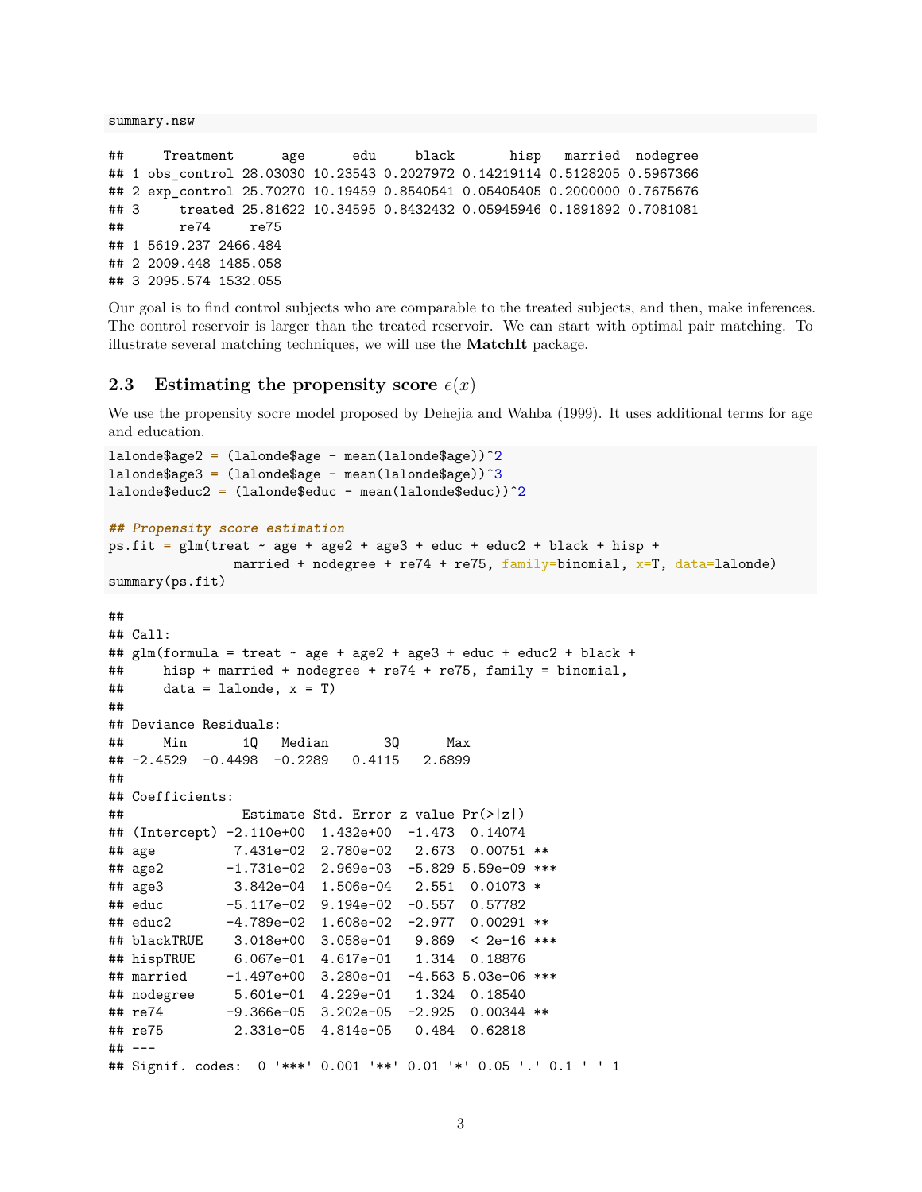```
summary.nsw
```

```
##     Treatment      age      edu     black       hisp   married  nodegree
## 1 obs_control 28.03030 10.23543 0.2027972 0.14219114 0.5128205 0.5967366
## 2 exp_control 25.70270 10.19459 0.8540541 0.05405405 0.2000000 0.7675676
## 3     treated 25.81622 10.34595 0.8432432 0.05945946 0.1891892 0.7081081
##       re74     re75
## 1 5619.237 2466.484
## 2 2009.448 1485.058
## 3 2095.574 1532.055
```

Our goal is to find control subjects who are comparable to the treated subjects, and then, make inferences. The control reservoir is larger than the treated reservoir. We can start with optimal pair matching. To illustrate several matching techniques, we will use the **MatchIt** package.

## 2.3 Estimating the propensity score $e(x)$

We use the propensity socre model proposed by Dehejia and Wahba (1999). It uses additional terms for age and education.

```
lalonde$age2 = (lalonde$age - mean(lalonde$age))^2
lalonde$age3 = (lalonde$age - mean(lalonde$age))^3
lalonde$educ2 = (lalonde$educ - mean(lalonde$educ))^2

## Propensity score estimation
ps.fit = glm(treat ~ age + age2 + age3 + educ + educ2 + black + hisp +
                married + nodegree + re74 + re75, family=binomial, x=T, data=lalonde)
summary(ps.fit)
```

```
##
## Call:
## glm(formula = treat ~ age + age2 + age3 + educ + educ2 + black +
##     hisp + married + nodegree + re74 + re75, family = binomial,
##     data = lalonde, x = T)
##
## Deviance Residuals:
##     Min       1Q   Median       3Q      Max
## -2.4529  -0.4498  -0.2289   0.4115   2.6899
##
## Coefficients:
##               Estimate Std. Error z value Pr(>|z|)
## (Intercept) -2.110e+00  1.432e+00  -1.473  0.14074
## age          7.431e-02  2.780e-02   2.673  0.00751 **
## age2        -1.731e-02  2.969e-03  -5.829 5.59e-09 ***
## age3         3.842e-04  1.506e-04   2.551  0.01073 *
## educ        -5.117e-02  9.194e-02  -0.557  0.57782
## educ2       -4.789e-02  1.608e-02  -2.977  0.00291 **
## blackTRUE    3.018e+00  3.058e-01   9.869  < 2e-16 ***
## hispTRUE     6.067e-01  4.617e-01   1.314  0.18876
## married     -1.497e+00  3.280e-01  -4.563 5.03e-06 ***
## nodegree     5.601e-01  4.229e-01   1.324  0.18540
## re74        -9.366e-05  3.202e-05  -2.925  0.00344 **
## re75         2.331e-05  4.814e-05   0.484  0.62818
## ---
## Signif. codes:  0 '***' 0.001 '**' 0.01 '*' 0.05 '.' 0.1 ' ' 1
```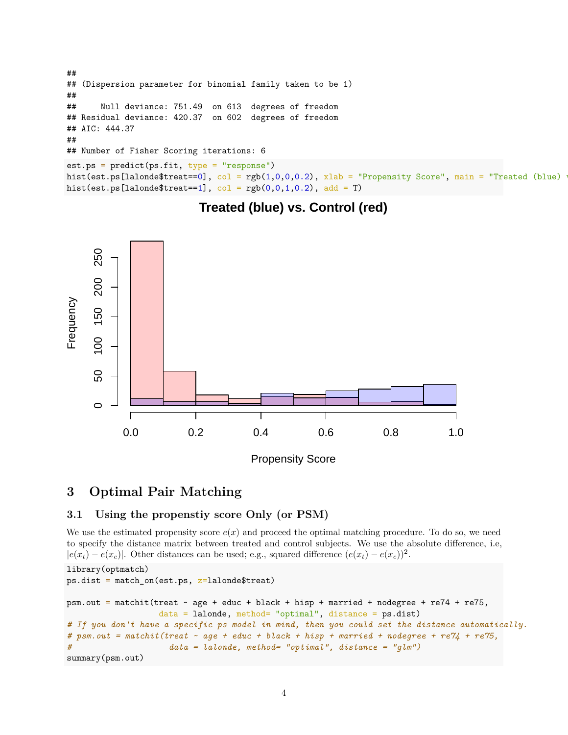```
##
## (Dispersion parameter for binomial family taken to be 1)
##
##     Null deviance: 751.49  on 613  degrees of freedom
## Residual deviance: 420.37  on 602  degrees of freedom
## AIC: 444.37
##
## Number of Fisher Scoring iterations: 6
```

```
est.ps = predict(ps.fit, type = "response")
hist(est.ps[lalonde$treat==0], col = rgb(1,0,0,0.2), xlab = "Propensity Score", main = "Treated (blue) v
hist(est.ps[lalonde$treat==1], col = rgb(0,0,1,0.2), add = T)
```

## 3 Optimal Pair Matching

### 3.1 Using the propenstiy score Only (or PSM)

We use the estimated propensity score $e(x)$ and proceed the optimal matching procedure. To do so, we need to specify the distance matrix between treated and control subjects. We use the absolute difference, i.e, $|e(x_t) - e(x_c)|$. Other distances can be used; e.g., squared difference $(e(x_t) - e(x_c))^2$.

```
library(optmatch)
ps.dist = match_on(est.ps, z=lalonde$treat)

psm.out = matchit(treat ~ age + educ + black + hisp + married + nodegree + re74 + re75,
                  data = lalonde, method= "optimal", distance = ps.dist)
# If you don't have a specific ps model in mind, then you could set the distance automatically.
# psm.out = matchit(treat ~ age + educ + black + hisp + married + nodegree + re74 + re75,
#                    data = lalonde, method= "optimal", distance = "glm")
summary(psm.out)
```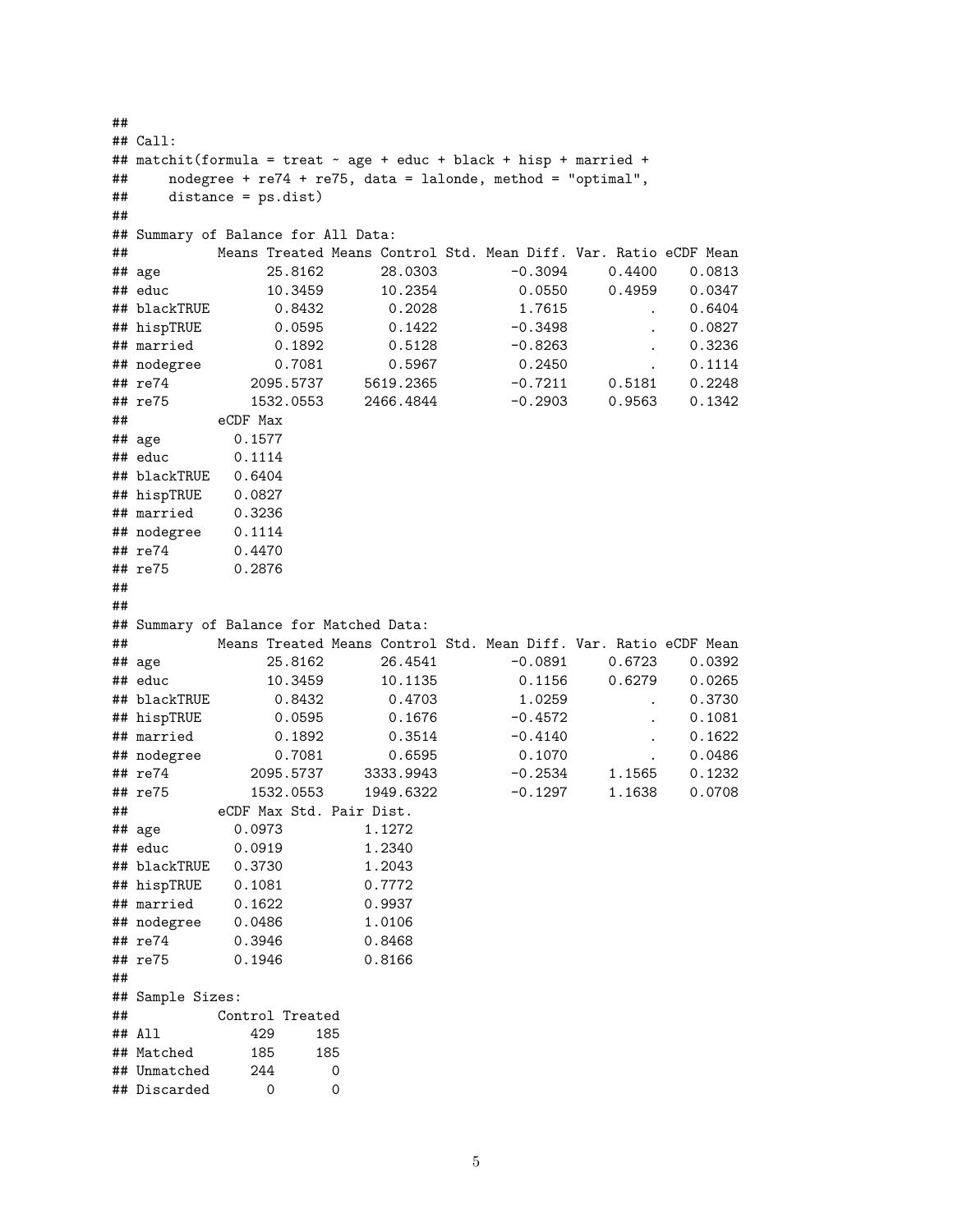```
##
## Call:
## matchit(formula = treat ~ age + educ + black + hisp + married +
##     nodegree + re74 + re75, data = lalonde, method = "optimal",
##     distance = ps.dist)
##
## Summary of Balance for All Data:
##           Means Treated Means Control Std. Mean Diff. Var. Ratio eCDF Mean
## age             25.8162       28.0303         -0.3094     0.4400    0.0813
## educ            10.3459       10.2354          0.0550     0.4959    0.0347
## blackTRUE        0.8432        0.2028          1.7615          .    0.6404
## hispTRUE         0.0595        0.1422         -0.3498          .    0.0827
## married          0.1892        0.5128         -0.8263          .    0.3236
## nodegree         0.7081        0.5967          0.2450          .    0.1114
## re74          2095.5737     5619.2365         -0.7211     0.5181    0.2248
## re75          1532.0553     2466.4844         -0.2903     0.9563    0.1342
##           eCDF Max
## age         0.1577
## educ        0.1114
## blackTRUE   0.6404
## hispTRUE    0.0827
## married     0.3236
## nodegree    0.1114
## re74        0.4470
## re75        0.2876
##
##
## Summary of Balance for Matched Data:
##           Means Treated Means Control Std. Mean Diff. Var. Ratio eCDF Mean
## age             25.8162       26.4541         -0.0891     0.6723    0.0392
## educ            10.3459       10.1135          0.1156     0.6279    0.0265
## blackTRUE        0.8432        0.4703          1.0259          .    0.3730
## hispTRUE         0.0595        0.1676         -0.4572          .    0.1081
## married          0.1892        0.3514         -0.4140          .    0.1622
## nodegree         0.7081        0.6595          0.1070          .    0.0486
## re74          2095.5737     3333.9943         -0.2534     1.1565    0.1232
## re75          1532.0553     1949.6322         -0.1297     1.1638    0.0708
##           eCDF Max Std. Pair Dist.
## age         0.0973          1.1272
## educ        0.0919          1.2340
## blackTRUE   0.3730          1.2043
## hispTRUE    0.1081          0.7772
## married     0.1622          0.9937
## nodegree    0.0486          1.0106
## re74        0.3946          0.8468
## re75        0.1946          0.8166
##
## Sample Sizes:
##           Control Treated
## All           429     185
## Matched       185     185
## Unmatched     244       0
## Discarded       0       0
```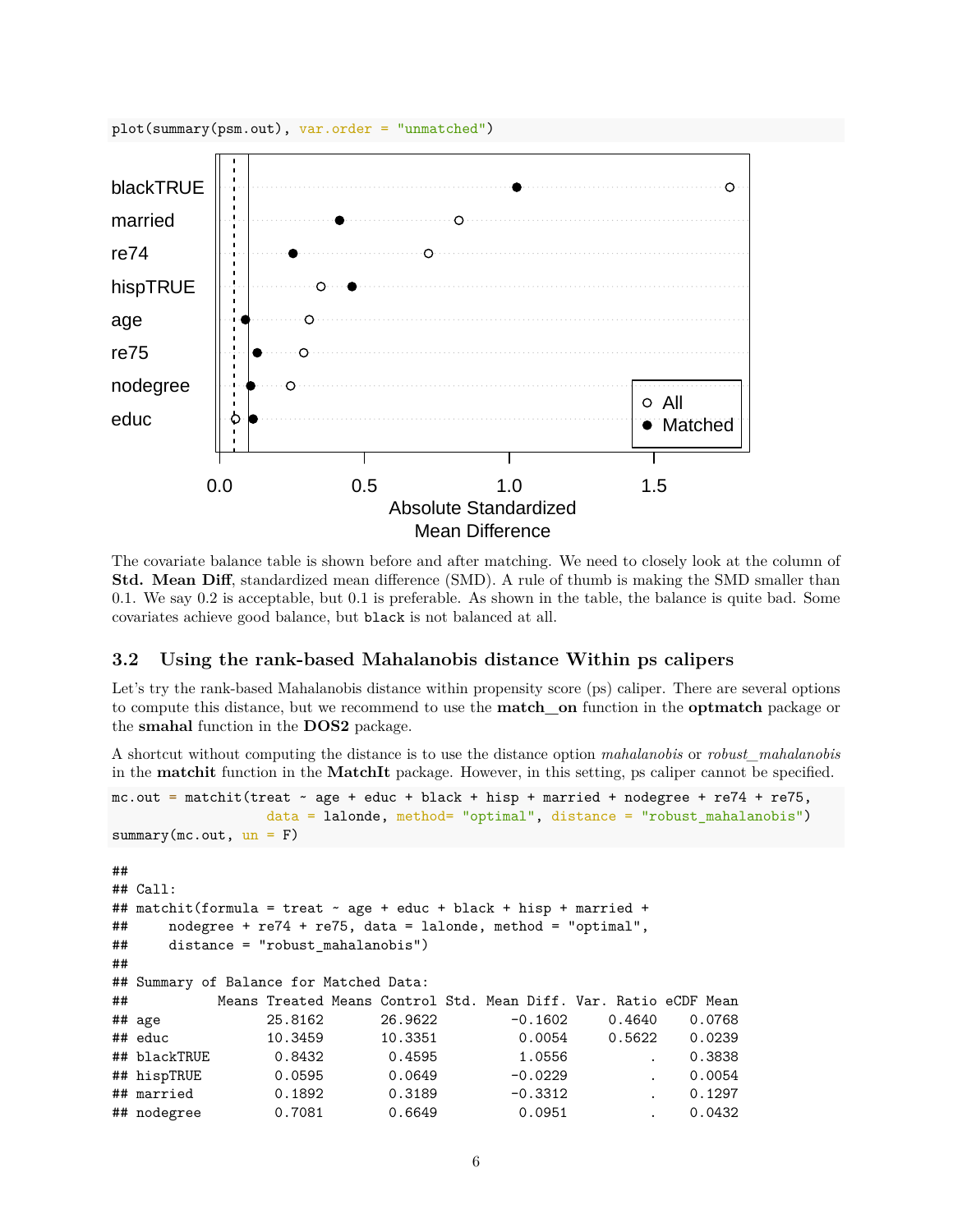```
plot(summary(psm.out), var.order = "unmatched")
```

The covariate balance table is shown before and after matching. We need to closely look at the column of **Std. Mean Diff**, standardized mean difference (SMD). A rule of thumb is making the SMD smaller than 0.1. We say 0.2 is acceptable, but 0.1 is preferable. As shown in the table, the balance is quite bad. Some covariates achieve good balance, but `black` is not balanced at all.

## 3.2 Using the rank-based Mahalanobis distance Within ps calipers

Let's try the rank-based Mahalanobis distance within propensity score (ps) caliper. There are several options to compute this distance, but we recommend to use the **match_on** function in the **optmatch** package or the **smahal** function in the **DOS2** package.

A shortcut without computing the distance is to use the distance option *mahalanobis* or *robust_mahalanobis* in the **matchit** function in the **MatchIt** package. However, in this setting, ps caliper cannot be specified.

```
mc.out = matchit(treat ~ age + educ + black + hisp + married + nodegree + re74 + re75,
                 data = lalonde, method= "optimal", distance = "robust_mahalanobis")
summary(mc.out, un = F)
```

```
##
## Call:
## matchit(formula = treat ~ age + educ + black + hisp + married +
##     nodegree + re74 + re75, data = lalonde, method = "optimal",
##     distance = "robust_mahalanobis")
##
## Summary of Balance for Matched Data:
##           Means Treated Means Control Std. Mean Diff. Var. Ratio eCDF Mean
## age             25.8162       26.9622         -0.1602     0.4640    0.0768
## educ            10.3459       10.3351          0.0054     0.5622    0.0239
## blackTRUE        0.8432        0.4595          1.0556          .    0.3838
## hispTRUE         0.0595        0.0649         -0.0229          .    0.0054
## married          0.1892        0.3189         -0.3312          .    0.1297
## nodegree         0.7081        0.6649          0.0951          .    0.0432
```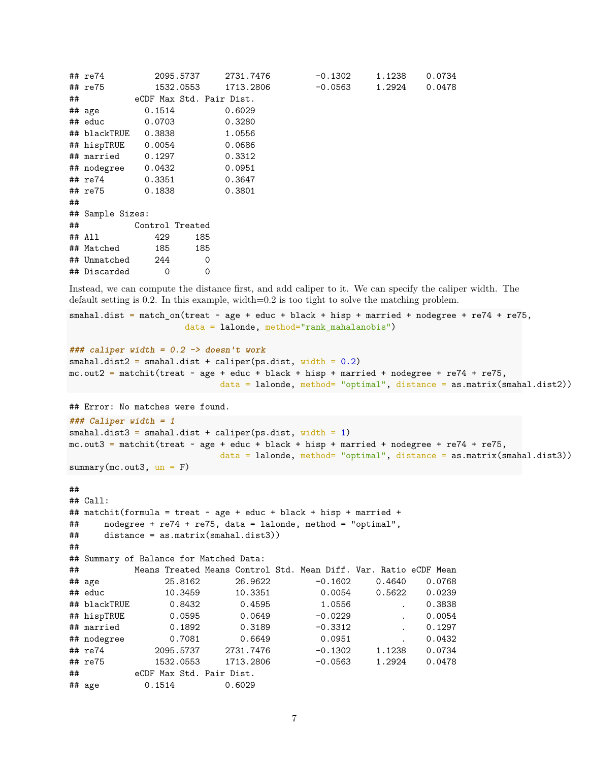```
## re74          2095.5737     2731.7476         -0.1302     1.1238    0.0734
## re75          1532.0553     1713.2806         -0.0563     1.2924    0.0478
##           eCDF Max Std. Pair Dist.
## age         0.1514          0.6029
## educ        0.0703          0.3280
## blackTRUE   0.3838          1.0556
## hispTRUE    0.0054          0.0686
## married     0.1297          0.3312
## nodegree    0.0432          0.0951
## re74        0.3351          0.3647
## re75        0.1838          0.3801
##
## Sample Sizes:
##           Control Treated
## All           429     185
## Matched       185     185
## Unmatched     244       0
## Discarded       0       0
```

Instead, we can compute the distance first, and add caliper to it. We can specify the caliper width. The default setting is 0.2. In this example, width=0.2 is too tight to solve the matching problem.

```
smahal.dist = match_on(treat ~ age + educ + black + hisp + married + nodegree + re74 + re75,
                       data = lalonde, method="rank_mahalanobis")

### caliper width = 0.2 -> doesn't work
smahal.dist2 = smahal.dist + caliper(ps.dist, width = 0.2)
mc.out2 = matchit(treat ~ age + educ + black + hisp + married + nodegree + re74 + re75,
                              data = lalonde, method= "optimal", distance = as.matrix(smahal.dist2))
```

```
## Error: No matches were found.
```

```
### Caliper width = 1
smahal.dist3 = smahal.dist + caliper(ps.dist, width = 1)
mc.out3 = matchit(treat ~ age + educ + black + hisp + married + nodegree + re74 + re75,
                              data = lalonde, method= "optimal", distance = as.matrix(smahal.dist3))
summary(mc.out3, un = F)
```

```
##
## Call:
## matchit(formula = treat ~ age + educ + black + hisp + married +
##     nodegree + re74 + re75, data = lalonde, method = "optimal",
##     distance = as.matrix(smahal.dist3))
##
## Summary of Balance for Matched Data:
##           Means Treated Means Control Std. Mean Diff. Var. Ratio eCDF Mean
## age             25.8162       26.9622         -0.1602     0.4640    0.0768
## educ            10.3459       10.3351          0.0054     0.5622    0.0239
## blackTRUE        0.8432        0.4595          1.0556          .    0.3838
## hispTRUE         0.0595        0.0649         -0.0229          .    0.0054
## married          0.1892        0.3189         -0.3312          .    0.1297
## nodegree         0.7081        0.6649          0.0951          .    0.0432
## re74          2095.5737     2731.7476         -0.1302     1.1238    0.0734
## re75          1532.0553     1713.2806         -0.0563     1.2924    0.0478
##           eCDF Max Std. Pair Dist.
## age         0.1514          0.6029
```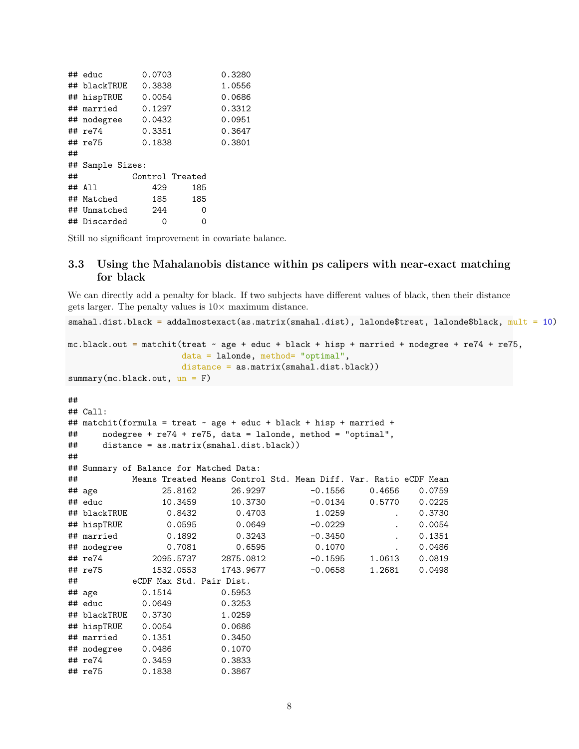```
## educ        0.0703          0.3280
## blackTRUE   0.3838          1.0556
## hispTRUE    0.0054          0.0686
## married     0.1297          0.3312
## nodegree    0.0432          0.0951
## re74        0.3351          0.3647
## re75        0.1838          0.3801
##
## Sample Sizes:
##           Control Treated
## All           429     185
## Matched       185     185
## Unmatched     244       0
## Discarded       0       0
```

Still no significant improvement in covariate balance.

### 3.3 Using the Mahalanobis distance within ps calipers with near-exact matching for black

We can directly add a penalty for black. If two subjects have different values of black, then their distance gets larger. The penalty values is $10\times$ maximum distance.

```r
smahal.dist.black = addalmostexact(as.matrix(smahal.dist), lalonde$treat, lalonde$black, mult = 10)

mc.black.out = matchit(treat ~ age + educ + black + hisp + married + nodegree + re74 + re75,
                       data = lalonde, method= "optimal",
                       distance = as.matrix(smahal.dist.black))
summary(mc.black.out, un = F)
```

```
##
## Call:
## matchit(formula = treat ~ age + educ + black + hisp + married +
##     nodegree + re74 + re75, data = lalonde, method = "optimal",
##     distance = as.matrix(smahal.dist.black))
##
## Summary of Balance for Matched Data:
##           Means Treated Means Control Std. Mean Diff. Var. Ratio eCDF Mean
## age             25.8162       26.9297         -0.1556     0.4656    0.0759
## educ            10.3459       10.3730         -0.0134     0.5770    0.0225
## blackTRUE        0.8432        0.4703          1.0259          .    0.3730
## hispTRUE         0.0595        0.0649         -0.0229          .    0.0054
## married          0.1892        0.3243         -0.3450          .    0.1351
## nodegree         0.7081        0.6595          0.1070          .    0.0486
## re74          2095.5737     2875.0812         -0.1595     1.0613    0.0819
## re75          1532.0553     1743.9677         -0.0658     1.2681    0.0498
##           eCDF Max Std. Pair Dist.
## age         0.1514          0.5953
## educ        0.0649          0.3253
## blackTRUE   0.3730          1.0259
## hispTRUE    0.0054          0.0686
## married     0.1351          0.3450
## nodegree    0.0486          0.1070
## re74        0.3459          0.3833
## re75        0.1838          0.3867
```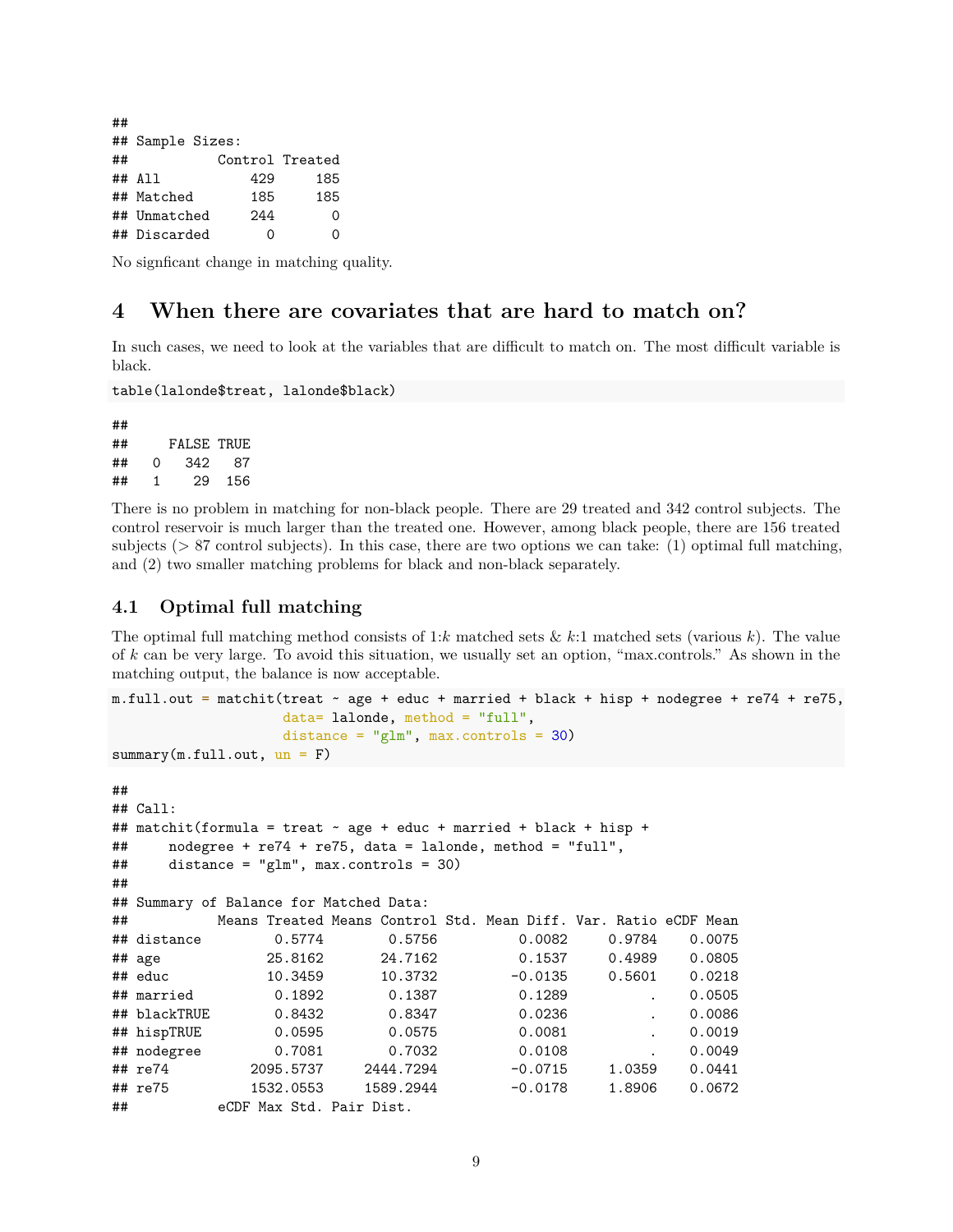```
##
## Sample Sizes:
##           Control Treated
## All           429     185
## Matched       185     185
## Unmatched     244       0
## Discarded       0       0
```

No signficant change in matching quality.

# 4 When there are covariates that are hard to match on?

In such cases, we need to look at the variables that are difficult to match on. The most difficult variable is black.

```
table(lalonde$treat, lalonde$black)
```

```
##
##     FALSE TRUE
##   0   342   87
##   1    29  156
```

There is no problem in matching for non-black people. There are 29 treated and 342 control subjects. The control reservoir is much larger than the treated one. However, among black people, there are 156 treated subjects (> 87 control subjects). In this case, there are two options we can take: (1) optimal full matching, and (2) two smaller matching problems for black and non-black separately.

## 4.1 Optimal full matching

The optimal full matching method consists of 1:$k$ matched sets & $k$:1 matched sets (various $k$). The value of $k$ can be very large. To avoid this situation, we usually set an option, "max.controls." As shown in the matching output, the balance is now acceptable.

```
m.full.out = matchit(treat ~ age + educ + married + black + hisp + nodegree + re74 + re75,
                     data= lalonde, method = "full",
                     distance = "glm", max.controls = 30)
summary(m.full.out, un = F)
```

```
##
## Call:
## matchit(formula = treat ~ age + educ + married + black + hisp +
##     nodegree + re74 + re75, data = lalonde, method = "full",
##     distance = "glm", max.controls = 30)
##
## Summary of Balance for Matched Data:
##           Means Treated Means Control Std. Mean Diff. Var. Ratio eCDF Mean
## distance         0.5774        0.5756          0.0082     0.9784    0.0075
## age             25.8162       24.7162          0.1537     0.4989    0.0805
## educ            10.3459       10.3732         -0.0135     0.5601    0.0218
## married          0.1892        0.1387          0.1289          .    0.0505
## blackTRUE        0.8432        0.8347          0.0236          .    0.0086
## hispTRUE         0.0595        0.0575          0.0081          .    0.0019
## nodegree         0.7081        0.7032          0.0108          .    0.0049
## re74          2095.5737     2444.7294         -0.0715     1.0359    0.0441
## re75          1532.0553     1589.2944         -0.0178     1.8906    0.0672
##           eCDF Max Std. Pair Dist.
```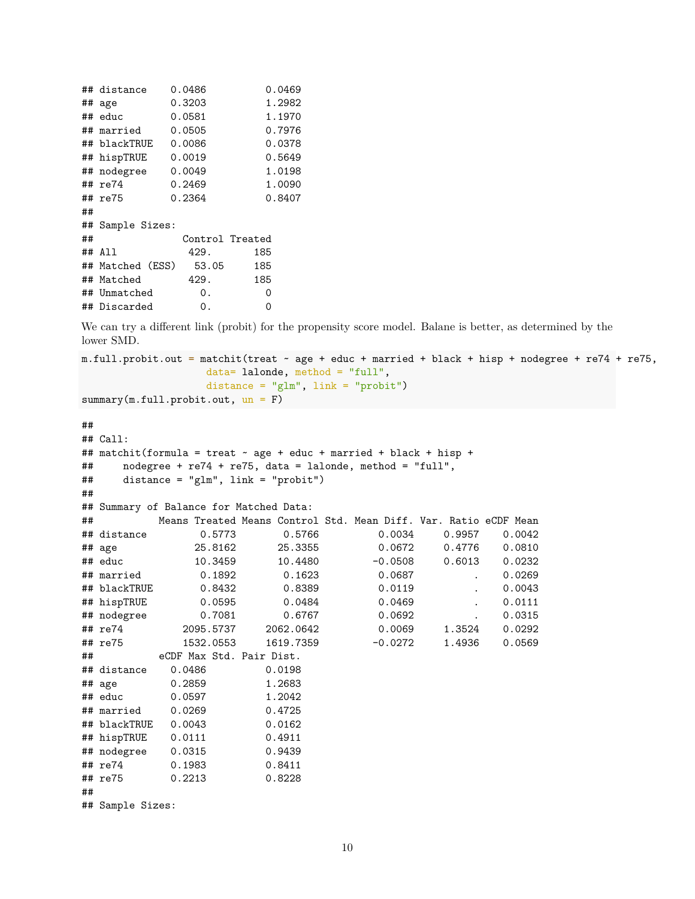```
## distance    0.0486          0.0469
## age         0.3203          1.2982
## educ        0.0581          1.1970
## married     0.0505          0.7976
## blackTRUE   0.0086          0.0378
## hispTRUE    0.0019          0.5649
## nodegree    0.0049          1.0198
## re74        0.2469          1.0090
## re75        0.2364          0.8407
##
## Sample Sizes:
##               Control Treated
## All            429.       185
## Matched (ESS)   53.05     185
## Matched        429.       185
## Unmatched        0.         0
## Discarded        0.         0
```

We can try a different link (probit) for the propensity score model. Balane is better, as determined by the lower SMD.

```
m.full.probit.out = matchit(treat ~ age + educ + married + black + hisp + nodegree + re74 + re75,
                    data= lalonde, method = "full",
                    distance = "glm", link = "probit")
summary(m.full.probit.out, un = F)
```

```
##
## Call:
## matchit(formula = treat ~ age + educ + married + black + hisp +
##     nodegree + re74 + re75, data = lalonde, method = "full",
##     distance = "glm", link = "probit")
##
## Summary of Balance for Matched Data:
##           Means Treated Means Control Std. Mean Diff. Var. Ratio eCDF Mean
## distance         0.5773        0.5766          0.0034     0.9957    0.0042
## age             25.8162       25.3355          0.0672     0.4776    0.0810
## educ            10.3459       10.4480         -0.0508     0.6013    0.0232
## married          0.1892        0.1623          0.0687          .    0.0269
## blackTRUE        0.8432        0.8389          0.0119          .    0.0043
## hispTRUE         0.0595        0.0484          0.0469          .    0.0111
## nodegree         0.7081        0.6767          0.0692          .    0.0315
## re74          2095.5737     2062.0642          0.0069     1.3524    0.0292
## re75          1532.0553     1619.7359         -0.0272     1.4936    0.0569
##           eCDF Max Std. Pair Dist.
## distance    0.0486          0.0198
## age         0.2859          1.2683
## educ        0.0597          1.2042
## married     0.0269          0.4725
## blackTRUE   0.0043          0.0162
## hispTRUE    0.0111          0.4911
## nodegree    0.0315          0.9439
## re74        0.1983          0.8411
## re75        0.2213          0.8228
##
## Sample Sizes:
```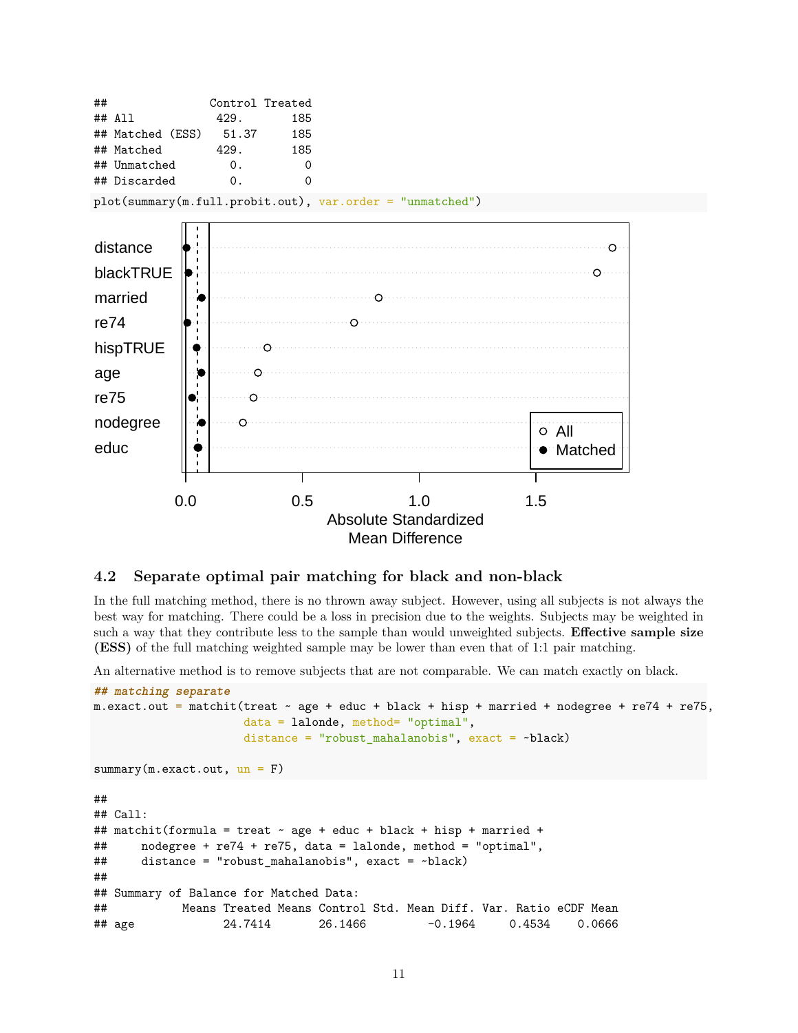```
##                Control Treated
## All             429.       185
## Matched (ESS)    51.37     185
## Matched         429.       185
## Unmatched         0.         0
## Discarded         0.         0
```

```
plot(summary(m.full.probit.out), var.order = "unmatched")
```

## 4.2 Separate optimal pair matching for black and non-black

In the full matching method, there is no thrown away subject. However, using all subjects is not always the best way for matching. There could be a loss in precision due to the weights. Subjects may be weighted in such a way that they contribute less to the sample than would unweighted subjects. **Effective sample size (ESS)** of the full matching weighted sample may be lower than even that of 1:1 pair matching.

An alternative method is to remove subjects that are not comparable. We can match exactly on black.

```
## matching separate
m.exact.out = matchit(treat ~ age + educ + black + hisp + married + nodegree + re74 + re75,
                      data = lalonde, method= "optimal",
                      distance = "robust_mahalanobis", exact = ~black)

summary(m.exact.out, un = F)
```

```
##
## Call:
## matchit(formula = treat ~ age + educ + black + hisp + married +
##     nodegree + re74 + re75, data = lalonde, method = "optimal",
##     distance = "robust_mahalanobis", exact = ~black)
##
## Summary of Balance for Matched Data:
##           Means Treated Means Control Std. Mean Diff. Var. Ratio eCDF Mean
## age             24.7414       26.1466         -0.1964     0.4534    0.0666
```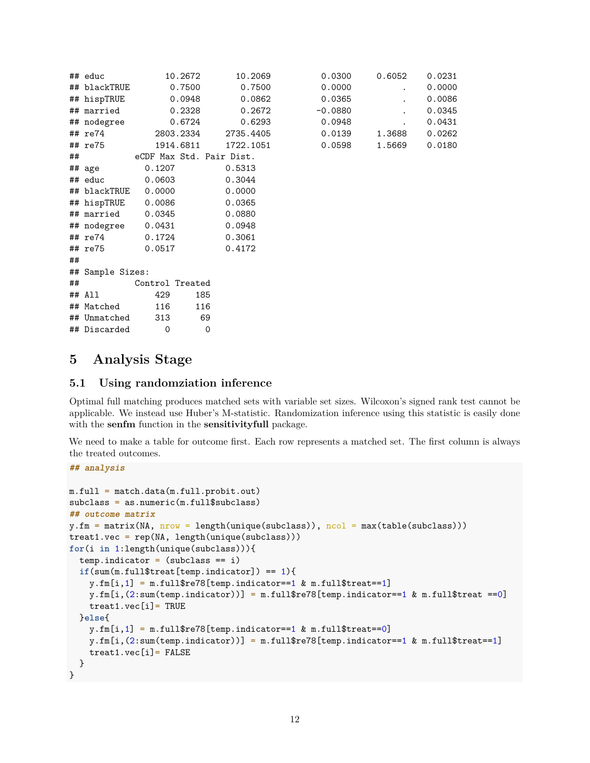```
## educ           10.2672       10.2069          0.0300     0.6052    0.0231
## blackTRUE       0.7500        0.7500          0.0000          .    0.0000
## hispTRUE        0.0948        0.0862          0.0365          .    0.0086
## married         0.2328        0.2672         -0.0880          .    0.0345
## nodegree        0.6724        0.6293          0.0948          .    0.0431
## re74         2803.2334     2735.4405          0.0139     1.3688    0.0262
## re75         1914.6811     1722.1051          0.0598     1.5669    0.0180
##           eCDF Max Std. Pair Dist.
## age         0.1207          0.5313
## educ        0.0603          0.3044
## blackTRUE   0.0000          0.0000
## hispTRUE    0.0086          0.0365
## married     0.0345          0.0880
## nodegree    0.0431          0.0948
## re74        0.1724          0.3061
## re75        0.0517          0.4172
##
## Sample Sizes:
##           Control Treated
## All           429     185
## Matched       116     116
## Unmatched     313      69
## Discarded       0       0
```

# 5 Analysis Stage

## 5.1 Using randomziation inference

Optimal full matching produces matched sets with variable set sizes. Wilcoxon's signed rank test cannot be applicable. We instead use Huber's M-statistic. Randomization inference using this statistic is easily done with the **senfm** function in the **sensitivityfull** package.

We need to make a table for outcome first. Each row represents a matched set. The first column is always the treated outcomes.

```
## analysis

m.full = match.data(m.full.probit.out)
subclass = as.numeric(m.full$subclass)
## outcome matrix
y.fm = matrix(NA, nrow = length(unique(subclass)), ncol = max(table(subclass)))
treat1.vec = rep(NA, length(unique(subclass)))
for(i in 1:length(unique(subclass))){
  temp.indicator = (subclass == i)
  if(sum(m.full$treat[temp.indicator]) == 1){
    y.fm[i,1] = m.full$re78[temp.indicator==1 & m.full$treat==1]
    y.fm[i,(2:sum(temp.indicator))] = m.full$re78[temp.indicator==1 & m.full$treat ==0]
    treat1.vec[i]= TRUE
  }else{
    y.fm[i,1] = m.full$re78[temp.indicator==1 & m.full$treat==0]
    y.fm[i,(2:sum(temp.indicator))] = m.full$re78[temp.indicator==1 & m.full$treat==1]
    treat1.vec[i]= FALSE
  }
}
```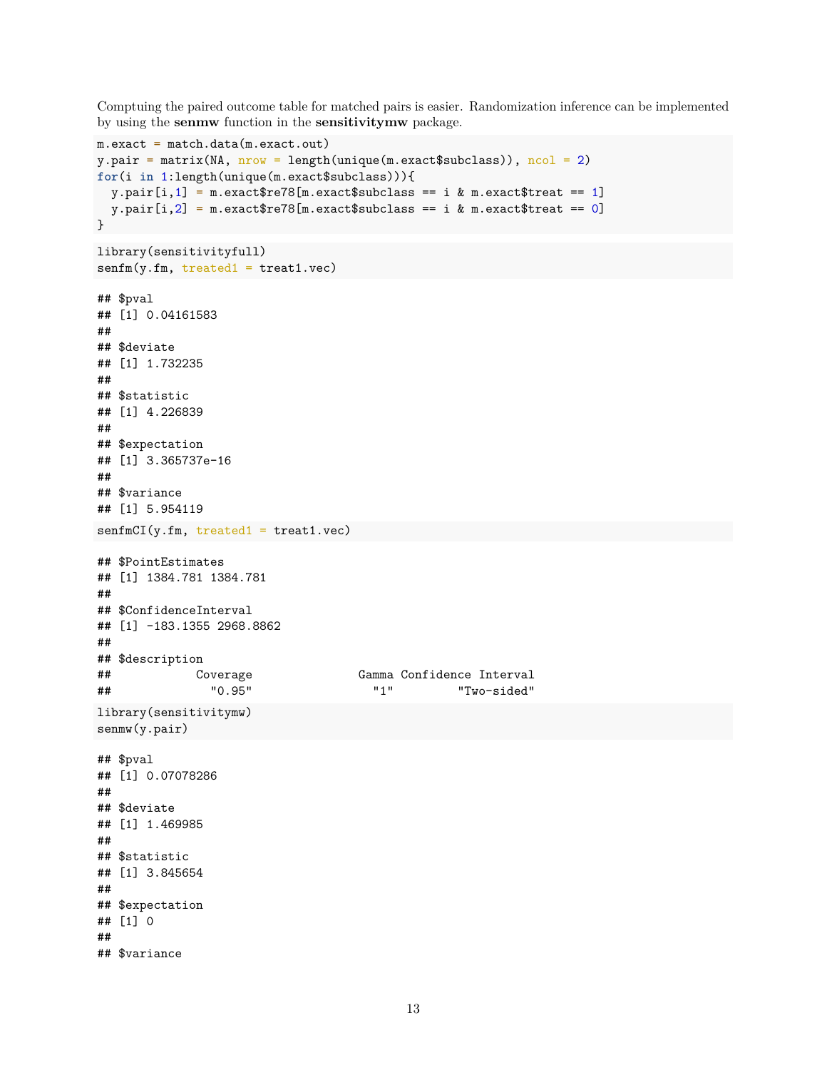Comptuing the paired outcome table for matched pairs is easier. Randomization inference can be implemented by using the **senmw** function in the **sensitivitymw** package.

```
m.exact = match.data(m.exact.out)
y.pair = matrix(NA, nrow = length(unique(m.exact$subclass)), ncol = 2)
for(i in 1:length(unique(m.exact$subclass))){
  y.pair[i,1] = m.exact$re78[m.exact$subclass == i & m.exact$treat == 1]
  y.pair[i,2] = m.exact$re78[m.exact$subclass == i & m.exact$treat == 0]
}
```

```
library(sensitivityfull)
senfm(y.fm, treated1 = treat1.vec)
```

```
## $pval
## [1] 0.04161583
##
## $deviate
## [1] 1.732235
##
## $statistic
## [1] 4.226839
##
## $expectation
## [1] 3.365737e-16
##
## $variance
## [1] 5.954119
```

```
senfmCI(y.fm, treated1 = treat1.vec)
```

```
## $PointEstimates
## [1] 1384.781 1384.781
##
## $ConfidenceInterval
## [1] -183.1355 2968.8862
##
## $description
##            Coverage               Gamma Confidence Interval
##              "0.95"                 "1"         "Two-sided"
```

```
library(sensitivitymw)
senmw(y.pair)
```

```
## $pval
## [1] 0.07078286
##
## $deviate
## [1] 1.469985
##
## $statistic
## [1] 3.845654
##
## $expectation
## [1] 0
##
## $variance
```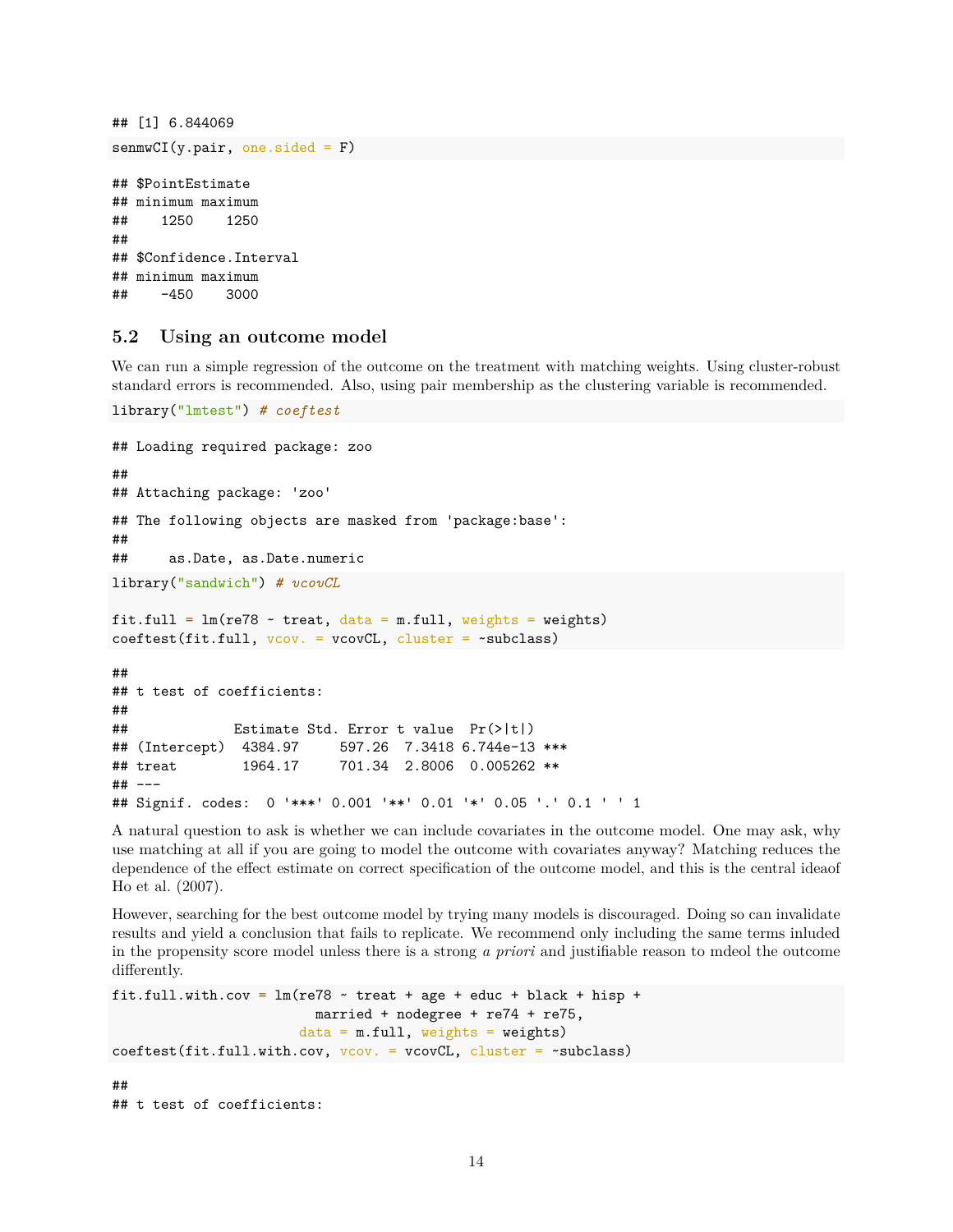```
## [1] 6.844069
```

```
senmwCI(y.pair, one.sided = F)
```

```
## $PointEstimate
## minimum maximum
##    1250    1250
##
## $Confidence.Interval
## minimum maximum
##    -450    3000
```

## 5.2 Using an outcome model

We can run a simple regression of the outcome on the treatment with matching weights. Using cluster-robust standard errors is recommended. Also, using pair membership as the clustering variable is recommended.

```
library("lmtest") # coeftest
```

```
## Loading required package: zoo
```

```
##
## Attaching package: 'zoo'
```

```
## The following objects are masked from 'package:base':
##
##     as.Date, as.Date.numeric
```

```
library("sandwich") # vcovCL

fit.full = lm(re78 ~ treat, data = m.full, weights = weights)
coeftest(fit.full, vcov. = vcovCL, cluster = ~subclass)
```

```
##
## t test of coefficients:
##
##             Estimate Std. Error t value  Pr(>|t|)
## (Intercept)  4384.97     597.26  7.3418 6.744e-13 ***
## treat        1964.17     701.34  2.8006  0.005262 **
## ---
## Signif. codes:  0 '***' 0.001 '**' 0.01 '*' 0.05 '.' 0.1 ' ' 1
```

A natural question to ask is whether we can include covariates in the outcome model. One may ask, why use matching at all if you are going to model the outcome with covariates anyway? Matching reduces the dependence of the effect estimate on correct specification of the outcome model, and this is the central ideaof Ho et al. (2007).

However, searching for the best outcome model by trying many models is discouraged. Doing so can invalidate results and yield a conclusion that fails to replicate. We recommend only including the same terms inluded in the propensity score model unless there is a strong *a priori* and justifiable reason to mdeol the outcome differently.

```
fit.full.with.cov = lm(re78 ~ treat + age + educ + black + hisp +
                         married + nodegree + re74 + re75,
                       data = m.full, weights = weights)
coeftest(fit.full.with.cov, vcov. = vcovCL, cluster = ~subclass)
```

```
##
## t test of coefficients:
```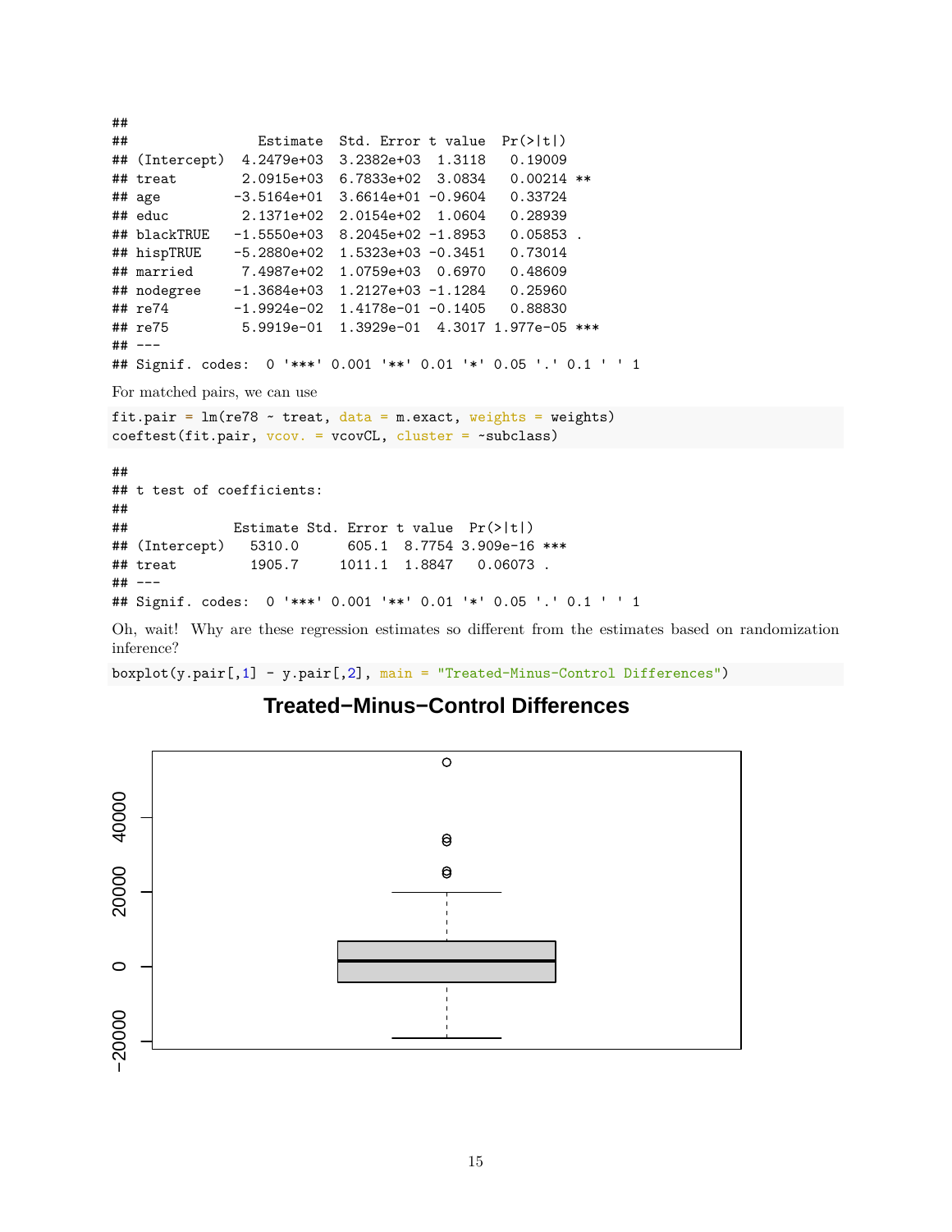```
##
##                Estimate  Std. Error t value  Pr(>|t|)
## (Intercept)  4.2479e+03  3.2382e+03  1.3118   0.19009
## treat        2.0915e+03  6.7833e+02  3.0834   0.00214 **
## age         -3.5164e+01  3.6614e+01 -0.9604   0.33724
## educ         2.1371e+02  2.0154e+02  1.0604   0.28939
## blackTRUE   -1.5550e+03  8.2045e+02 -1.8953   0.05853 .
## hispTRUE    -5.2880e+02  1.5323e+03 -0.3451   0.73014
## married      7.4987e+02  1.0759e+03  0.6970   0.48609
## nodegree    -1.3684e+03  1.2127e+03 -1.1284   0.25960
## re74        -1.9924e-02  1.4178e-01 -0.1405   0.88830
## re75         5.9919e-01  1.3929e-01  4.3017 1.977e-05 ***
## ---
## Signif. codes:  0 '***' 0.001 '**' 0.01 '*' 0.05 '.' 0.1 ' ' 1
```

For matched pairs, we can use

```
fit.pair = lm(re78 ~ treat, data = m.exact, weights = weights)
coeftest(fit.pair, vcov. = vcovCL, cluster = ~subclass)
```

```
##
## t test of coefficients:
##
##             Estimate Std. Error t value  Pr(>|t|)
## (Intercept)   5310.0      605.1  8.7754 3.909e-16 ***
## treat         1905.7     1011.1  1.8847   0.06073 .
## ---
## Signif. codes:  0 '***' 0.001 '**' 0.01 '*' 0.05 '.' 0.1 ' ' 1
```

Oh, wait! Why are these regression estimates so different from the estimates based on randomization inference?

```
boxplot(y.pair[,1] - y.pair[,2], main = "Treated-Minus-Control Differences")
```

**Treated−Minus−Control Differences**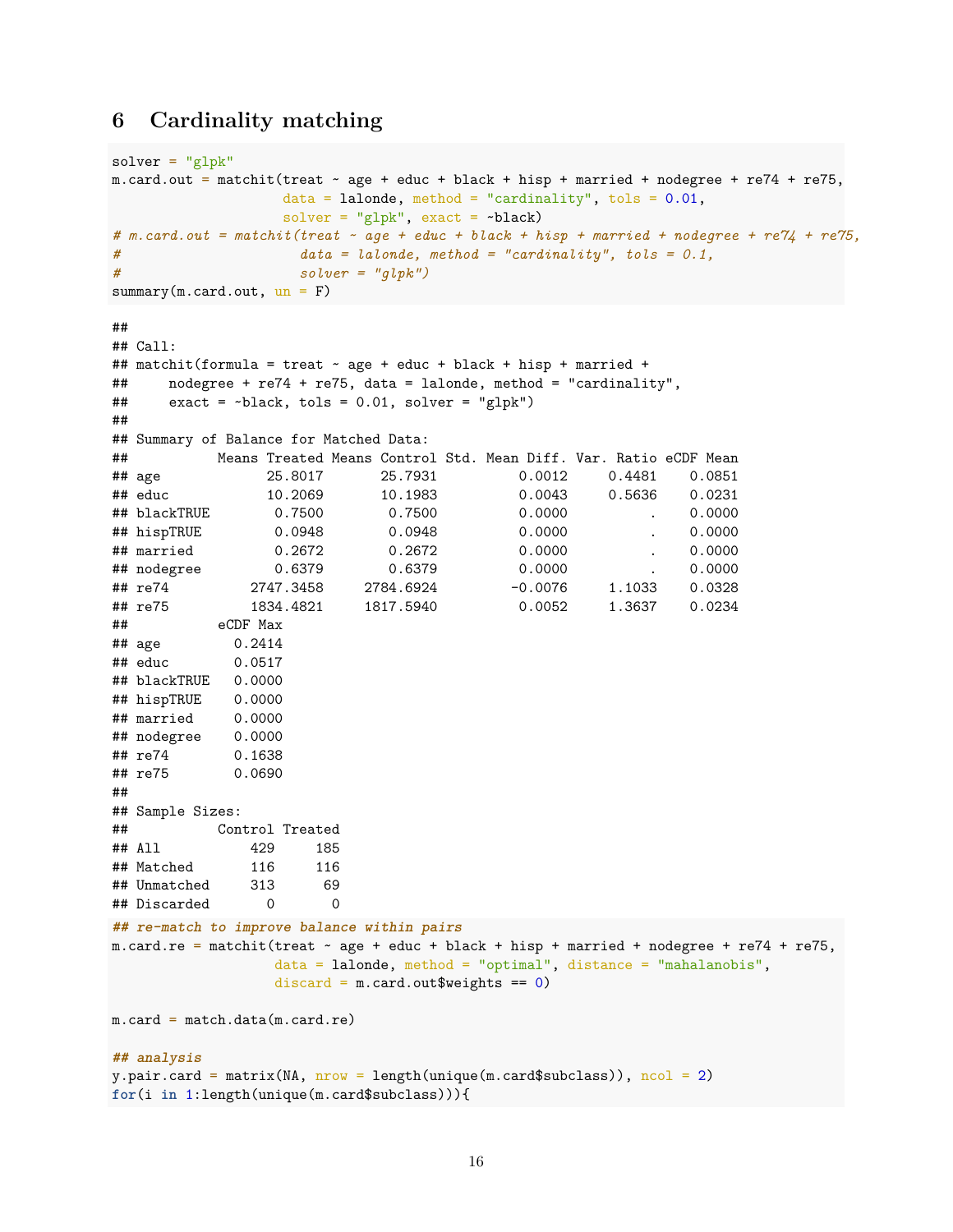## 6 Cardinality matching

```
solver = "glpk"
m.card.out = matchit(treat ~ age + educ + black + hisp + married + nodegree + re74 + re75,
                     data = lalonde, method = "cardinality", tols = 0.01,
                     solver = "glpk", exact = ~black)
# m.card.out = matchit(treat ~ age + educ + black + hisp + married + nodegree + re74 + re75,
#                      data = lalonde, method = "cardinality", tols = 0.1,
#                      solver = "glpk")
summary(m.card.out, un = F)
```

```
##
## Call:
## matchit(formula = treat ~ age + educ + black + hisp + married +
##     nodegree + re74 + re75, data = lalonde, method = "cardinality",
##     exact = ~black, tols = 0.01, solver = "glpk")
##
## Summary of Balance for Matched Data:
##           Means Treated Means Control Std. Mean Diff. Var. Ratio eCDF Mean
## age             25.8017       25.7931          0.0012     0.4481    0.0851
## educ            10.2069       10.1983          0.0043     0.5636    0.0231
## blackTRUE        0.7500        0.7500          0.0000          .    0.0000
## hispTRUE         0.0948        0.0948          0.0000          .    0.0000
## married          0.2672        0.2672          0.0000          .    0.0000
## nodegree         0.6379        0.6379          0.0000          .    0.0000
## re74          2747.3458     2784.6924         -0.0076     1.1033    0.0328
## re75          1834.4821     1817.5940          0.0052     1.3637    0.0234
##           eCDF Max
## age         0.2414
## educ        0.0517
## blackTRUE   0.0000
## hispTRUE    0.0000
## married     0.0000
## nodegree    0.0000
## re74        0.1638
## re75        0.0690
##
## Sample Sizes:
##           Control Treated
## All           429     185
## Matched       116     116
## Unmatched     313      69
## Discarded       0       0
```

```
## re-match to improve balance within pairs
m.card.re = matchit(treat ~ age + educ + black + hisp + married + nodegree + re74 + re75,
                    data = lalonde, method = "optimal", distance = "mahalanobis",
                    discard = m.card.out$weights == 0)

m.card = match.data(m.card.re)

## analysis
y.pair.card = matrix(NA, nrow = length(unique(m.card$subclass)), ncol = 2)
for(i in 1:length(unique(m.card$subclass))){
```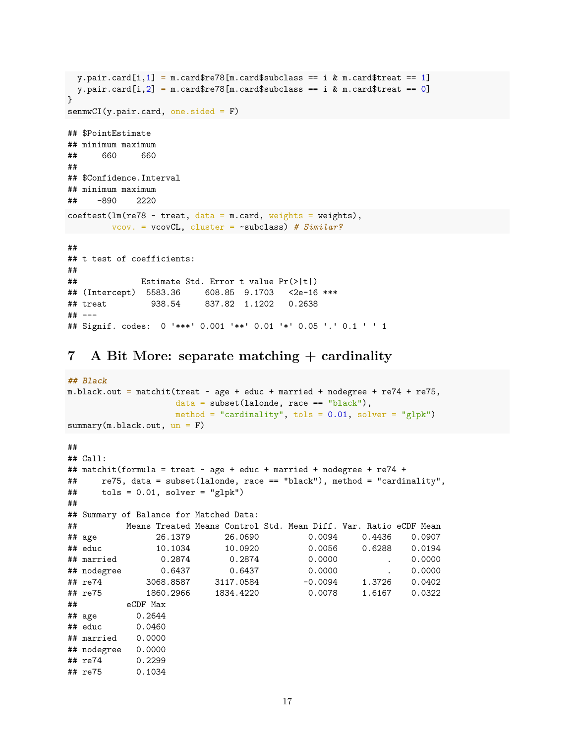```r
  y.pair.card[i,1] = m.card$re78[m.card$subclass == i & m.card$treat == 1]
  y.pair.card[i,2] = m.card$re78[m.card$subclass == i & m.card$treat == 0]
}
senmwCI(y.pair.card, one.sided = F)
```

```
## $PointEstimate
## minimum maximum
##     660     660
##
## $Confidence.Interval
## minimum maximum
##    -890    2220
```

```r
coeftest(lm(re78 ~ treat, data = m.card, weights = weights),
        vcov. = vcovCL, cluster = ~subclass) # Similar?
```

```
##
## t test of coefficients:
##
##             Estimate Std. Error t value Pr(>|t|)
## (Intercept)  5583.36     608.85  9.1703   <2e-16 ***
## treat         938.54     837.82  1.1202   0.2638
## ---
## Signif. codes:  0 '***' 0.001 '**' 0.01 '*' 0.05 '.' 0.1 ' ' 1
```

# 7 A Bit More: separate matching + cardinality

```r
## Black
m.black.out = matchit(treat ~ age + educ + married + nodegree + re74 + re75,
                      data = subset(lalonde, race == "black"),
                      method = "cardinality", tols = 0.01, solver = "glpk")
summary(m.black.out, un = F)
```

```
##
## Call:
## matchit(formula = treat ~ age + educ + married + nodegree + re74 +
##     re75, data = subset(lalonde, race == "black"), method = "cardinality",
##     tols = 0.01, solver = "glpk")
##
## Summary of Balance for Matched Data:
##          Means Treated Means Control Std. Mean Diff. Var. Ratio eCDF Mean
## age            26.1379       26.0690          0.0094     0.4436    0.0907
## educ           10.1034       10.0920          0.0056     0.6288    0.0194
## married         0.2874        0.2874          0.0000          .    0.0000
## nodegree        0.6437        0.6437          0.0000          .    0.0000
## re74         3068.8587     3117.0584         -0.0094     1.3726    0.0402
## re75         1860.2966     1834.4220          0.0078     1.6167    0.0322
##          eCDF Max
## age        0.2644
## educ       0.0460
## married    0.0000
## nodegree   0.0000
## re74       0.2299
## re75       0.1034
```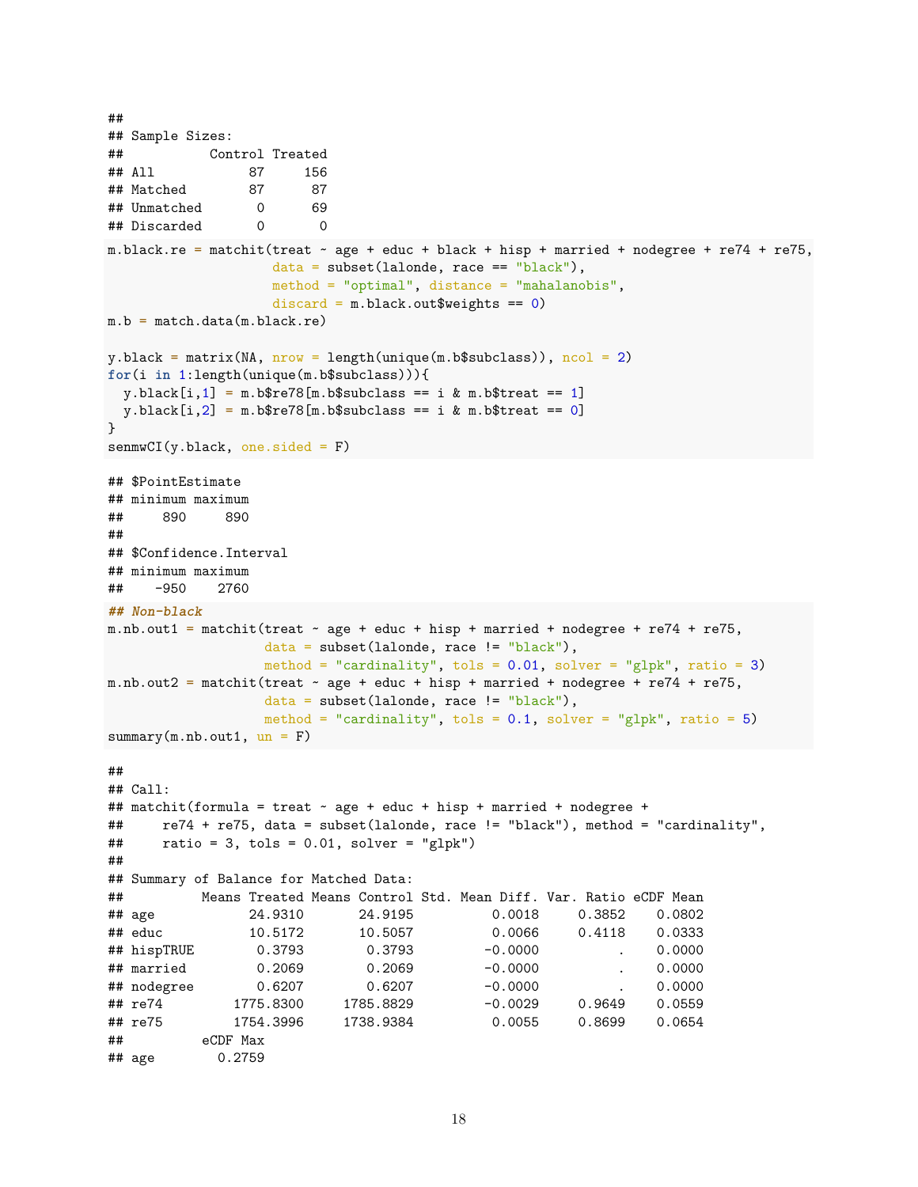```
##
## Sample Sizes:
##           Control Treated
## All            87     156
## Matched        87      87
## Unmatched       0      69
## Discarded       0       0
```

```
m.black.re = matchit(treat ~ age + educ + black + hisp + married + nodegree + re74 + re75,
                     data = subset(lalonde, race == "black"),
                     method = "optimal", distance = "mahalanobis",
                     discard = m.black.out$weights == 0)
m.b = match.data(m.black.re)

y.black = matrix(NA, nrow = length(unique(m.b$subclass)), ncol = 2)
for(i in 1:length(unique(m.b$subclass))){
  y.black[i,1] = m.b$re78[m.b$subclass == i & m.b$treat == 1]
  y.black[i,2] = m.b$re78[m.b$subclass == i & m.b$treat == 0]
}
senmwCI(y.black, one.sided = F)
```

```
## $PointEstimate
## minimum maximum
##     890     890
##
## $Confidence.Interval
## minimum maximum
##    -950    2760
```

```
## Non-black
m.nb.out1 = matchit(treat ~ age + educ + hisp + married + nodegree + re74 + re75,
                    data = subset(lalonde, race != "black"),
                    method = "cardinality", tols = 0.01, solver = "glpk", ratio = 3)
m.nb.out2 = matchit(treat ~ age + educ + hisp + married + nodegree + re74 + re75,
                    data = subset(lalonde, race != "black"),
                    method = "cardinality", tols = 0.1, solver = "glpk", ratio = 5)
summary(m.nb.out1, un = F)
```

```
##
## Call:
## matchit(formula = treat ~ age + educ + hisp + married + nodegree +
##     re74 + re75, data = subset(lalonde, race != "black"), method = "cardinality",
##     ratio = 3, tols = 0.01, solver = "glpk")
##
## Summary of Balance for Matched Data:
##          Means Treated Means Control Std. Mean Diff. Var. Ratio eCDF Mean
## age            24.9310       24.9195          0.0018     0.3852    0.0802
## educ           10.5172       10.5057          0.0066     0.4118    0.0333
## hispTRUE        0.3793        0.3793         -0.0000          .    0.0000
## married         0.2069        0.2069         -0.0000          .    0.0000
## nodegree        0.6207        0.6207         -0.0000          .    0.0000
## re74         1775.8300     1785.8829         -0.0029     0.9649    0.0559
## re75         1754.3996     1738.9384          0.0055     0.8699    0.0654
##          eCDF Max
## age        0.2759
```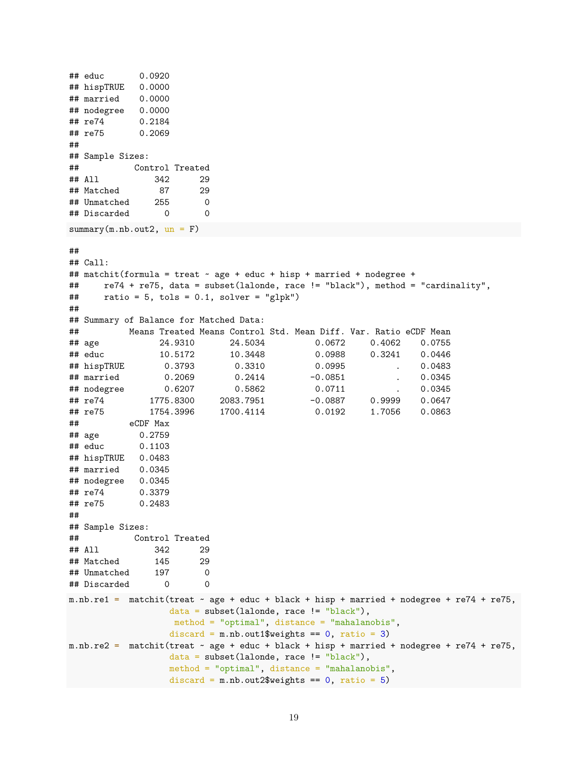```
## educ       0.0920
## hispTRUE   0.0000
## married    0.0000
## nodegree   0.0000
## re74       0.2184
## re75       0.2069
##
## Sample Sizes:
##           Control Treated
## All           342      29
## Matched        87      29
## Unmatched     255       0
## Discarded       0       0
```

```
summary(m.nb.out2, un = F)
```

```
##
## Call:
## matchit(formula = treat ~ age + educ + hisp + married + nodegree +
##     re74 + re75, data = subset(lalonde, race != "black"), method = "cardinality",
##     ratio = 5, tols = 0.1, solver = "glpk")
##
## Summary of Balance for Matched Data:
##          Means Treated Means Control Std. Mean Diff. Var. Ratio eCDF Mean
## age            24.9310       24.5034          0.0672     0.4062    0.0755
## educ           10.5172       10.3448          0.0988     0.3241    0.0446
## hispTRUE        0.3793        0.3310          0.0995          .    0.0483
## married         0.2069        0.2414         -0.0851          .    0.0345
## nodegree        0.6207        0.5862          0.0711          .    0.0345
## re74         1775.8300     2083.7951         -0.0887     0.9999    0.0647
## re75         1754.3996     1700.4114          0.0192     1.7056    0.0863
##          eCDF Max
## age        0.2759
## educ       0.1103
## hispTRUE   0.0483
## married    0.0345
## nodegree   0.0345
## re74       0.3379
## re75       0.2483
##
## Sample Sizes:
##           Control Treated
## All           342      29
## Matched       145      29
## Unmatched     197       0
## Discarded       0       0
```

```
m.nb.re1 =  matchit(treat ~ age + educ + black + hisp + married + nodegree + re74 + re75,
                    data = subset(lalonde, race != "black"),
                     method = "optimal", distance = "mahalanobis",
                    discard = m.nb.out1$weights == 0, ratio = 3)
m.nb.re2 =  matchit(treat ~ age + educ + black + hisp + married + nodegree + re74 + re75,
                    data = subset(lalonde, race != "black"),
                    method = "optimal", distance = "mahalanobis",
                    discard = m.nb.out2$weights == 0, ratio = 5)
```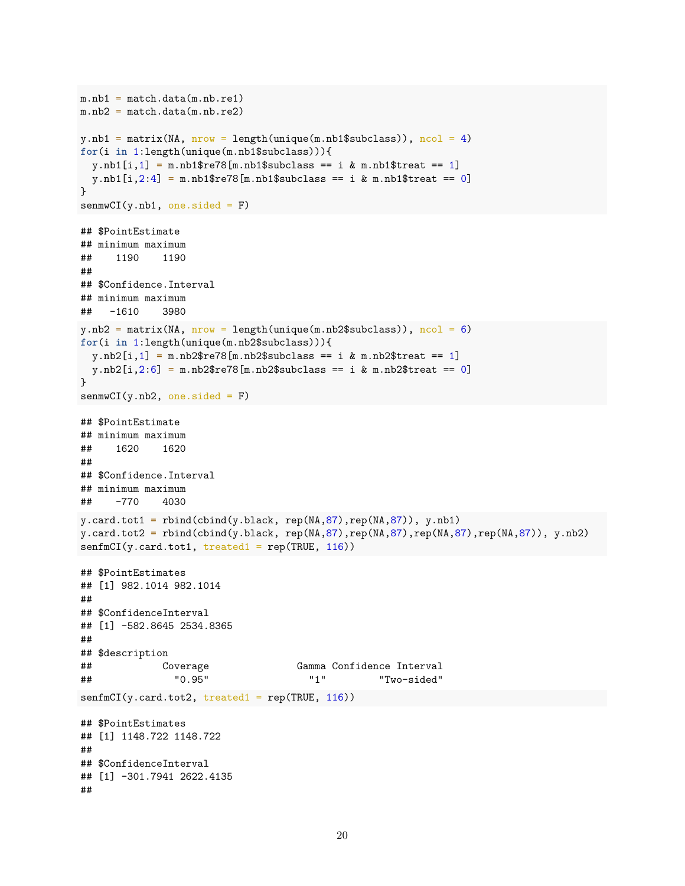```
m.nb1 = match.data(m.nb.re1)
m.nb2 = match.data(m.nb.re2)

y.nb1 = matrix(NA, nrow = length(unique(m.nb1$subclass)), ncol = 4)
for(i in 1:length(unique(m.nb1$subclass))){
  y.nb1[i,1] = m.nb1$re78[m.nb1$subclass == i & m.nb1$treat == 1]
  y.nb1[i,2:4] = m.nb1$re78[m.nb1$subclass == i & m.nb1$treat == 0]
}
senmwCI(y.nb1, one.sided = F)
```

```
## $PointEstimate
## minimum maximum
##    1190    1190
##
## $Confidence.Interval
## minimum maximum
##   -1610    3980
```

```
y.nb2 = matrix(NA, nrow = length(unique(m.nb2$subclass)), ncol = 6)
for(i in 1:length(unique(m.nb2$subclass))){
  y.nb2[i,1] = m.nb2$re78[m.nb2$subclass == i & m.nb2$treat == 1]
  y.nb2[i,2:6] = m.nb2$re78[m.nb2$subclass == i & m.nb2$treat == 0]
}
senmwCI(y.nb2, one.sided = F)
```

```
## $PointEstimate
## minimum maximum
##    1620    1620
##
## $Confidence.Interval
## minimum maximum
##    -770    4030
```

```
y.card.tot1 = rbind(cbind(y.black, rep(NA,87),rep(NA,87)), y.nb1)
y.card.tot2 = rbind(cbind(y.black, rep(NA,87),rep(NA,87),rep(NA,87),rep(NA,87)), y.nb2)
senfmCI(y.card.tot1, treated1 = rep(TRUE, 116))
```

```
## $PointEstimates
## [1] 982.1014 982.1014
##
## $ConfidenceInterval
## [1] -582.8645 2534.8365
##
## $description
##            Coverage               Gamma Confidence Interval
##              "0.95"                 "1"         "Two-sided"
```

```
senfmCI(y.card.tot2, treated1 = rep(TRUE, 116))
```

```
## $PointEstimates
## [1] 1148.722 1148.722
##
## $ConfidenceInterval
## [1] -301.7941 2622.4135
##
```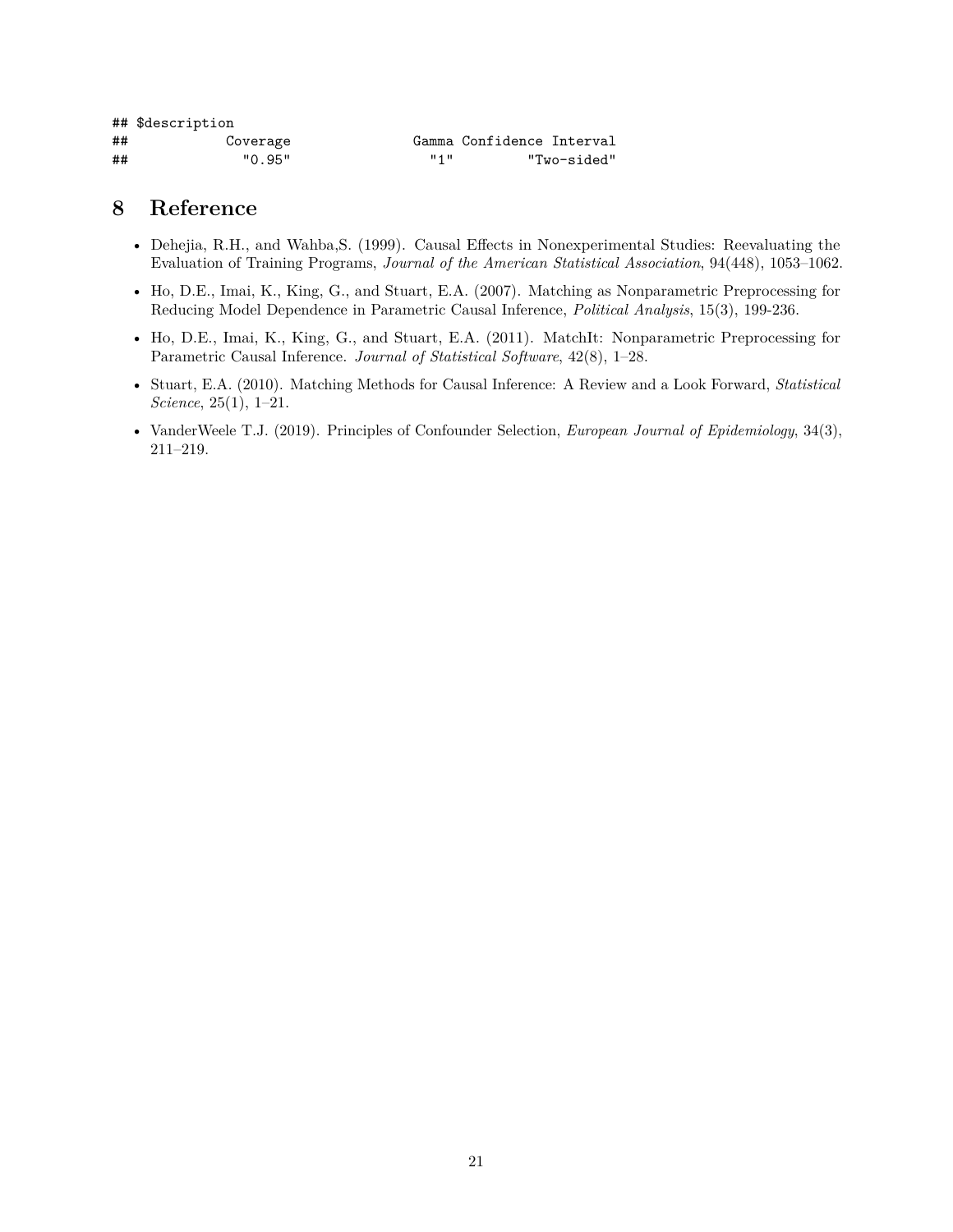```
## $description
##           Coverage               Gamma Confidence Interval
##             "0.95"                 "1"         "Two-sided"
```

# 8 Reference

- Dehejia, R.H., and Wahba,S. (1999). Causal Effects in Nonexperimental Studies: Reevaluating the Evaluation of Training Programs, *Journal of the American Statistical Association*, 94(448), 1053–1062.
- Ho, D.E., Imai, K., King, G., and Stuart, E.A. (2007). Matching as Nonparametric Preprocessing for Reducing Model Dependence in Parametric Causal Inference, *Political Analysis*, 15(3), 199-236.
- Ho, D.E., Imai, K., King, G., and Stuart, E.A. (2011). MatchIt: Nonparametric Preprocessing for Parametric Causal Inference. *Journal of Statistical Software*, 42(8), 1–28.
- Stuart, E.A. (2010). Matching Methods for Causal Inference: A Review and a Look Forward, *Statistical Science*, 25(1), 1–21.
- VanderWeele T.J. (2019). Principles of Confounder Selection, *European Journal of Epidemiology*, 34(3), 211–219.